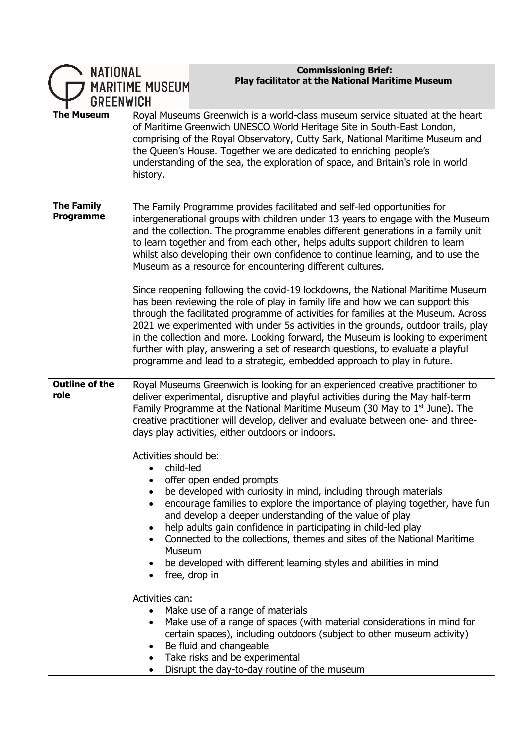# Commissioning Brief: Play facilitator at the National Maritime Museum

NATIONAL MARITIME MUSEUM GREENWICH

| | |
|---|---|
| **The Museum** | Royal Museums Greenwich is a world-class museum service situated at the heart of Maritime Greenwich UNESCO World Heritage Site in South-East London, comprising of the Royal Observatory, Cutty Sark, National Maritime Museum and the Queen's House. Together we are dedicated to enriching people's understanding of the sea, the exploration of space, and Britain's role in world history. |
| **The Family Programme** | The Family Programme provides facilitated and self-led opportunities for intergenerational groups with children under 13 years to engage with the Museum and the collection. The programme enables different generations in a family unit to learn together and from each other, helps adults support children to learn whilst also developing their own confidence to continue learning, and to use the Museum as a resource for encountering different cultures.<br><br>Since reopening following the covid-19 lockdowns, the National Maritime Museum has been reviewing the role of play in family life and how we can support this through the facilitated programme of activities for families at the Museum. Across 2021 we experimented with under 5s activities in the grounds, outdoor trails, play in the collection and more. Looking forward, the Museum is looking to experiment further with play, answering a set of research questions, to evaluate a playful programme and lead to a strategic, embedded approach to play in future. |
| **Outline of the role** | Royal Museums Greenwich is looking for an experienced creative practitioner to deliver experimental, disruptive and playful activities during the May half-term Family Programme at the National Maritime Museum (30 May to 1st June). The creative practitioner will develop, deliver and evaluate between one- and three-days play activities, either outdoors or indoors.<br><br>Activities should be:<br>• child-led<br>• offer open ended prompts<br>• be developed with curiosity in mind, including through materials<br>• encourage families to explore the importance of playing together, have fun and develop a deeper understanding of the value of play<br>• help adults gain confidence in participating in child-led play<br>• Connected to the collections, themes and sites of the National Maritime Museum<br>• be developed with different learning styles and abilities in mind<br>• free, drop in<br><br>Activities can:<br>• Make use of a range of materials<br>• Make use of a range of spaces (with material considerations in mind for certain spaces), including outdoors (subject to other museum activity)<br>• Be fluid and changeable<br>• Take risks and be experimental<br>• Disrupt the day-to-day routine of the museum |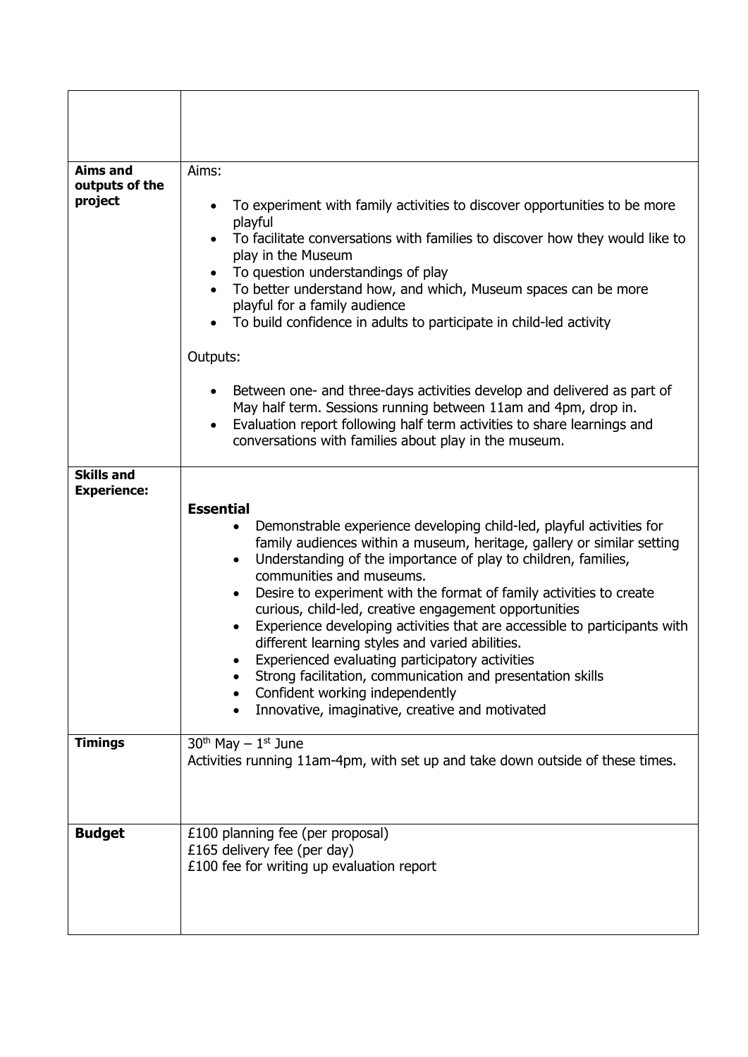| | |
|---|---|
| | |
| **Aims and outputs of the project** | Aims:<br><br>• To experiment with family activities to discover opportunities to be more playful<br>• To facilitate conversations with families to discover how they would like to play in the Museum<br>• To question understandings of play<br>• To better understand how, and which, Museum spaces can be more playful for a family audience<br>• To build confidence in adults to participate in child-led activity<br><br>Outputs:<br><br>• Between one- and three-days activities develop and delivered as part of May half term. Sessions running between 11am and 4pm, drop in.<br>• Evaluation report following half term activities to share learnings and conversations with families about play in the museum. |
| **Skills and Experience:** | **Essential**<br>• Demonstrable experience developing child-led, playful activities for family audiences within a museum, heritage, gallery or similar setting<br>• Understanding of the importance of play to children, families, communities and museums.<br>• Desire to experiment with the format of family activities to create curious, child-led, creative engagement opportunities<br>• Experience developing activities that are accessible to participants with different learning styles and varied abilities.<br>• Experienced evaluating participatory activities<br>• Strong facilitation, communication and presentation skills<br>• Confident working independently<br>• Innovative, imaginative, creative and motivated |
| **Timings** | 30th May – 1st June<br>Activities running 11am-4pm, with set up and take down outside of these times. |
| **Budget** | £100 planning fee (per proposal)<br>£165 delivery fee (per day)<br>£100 fee for writing up evaluation report |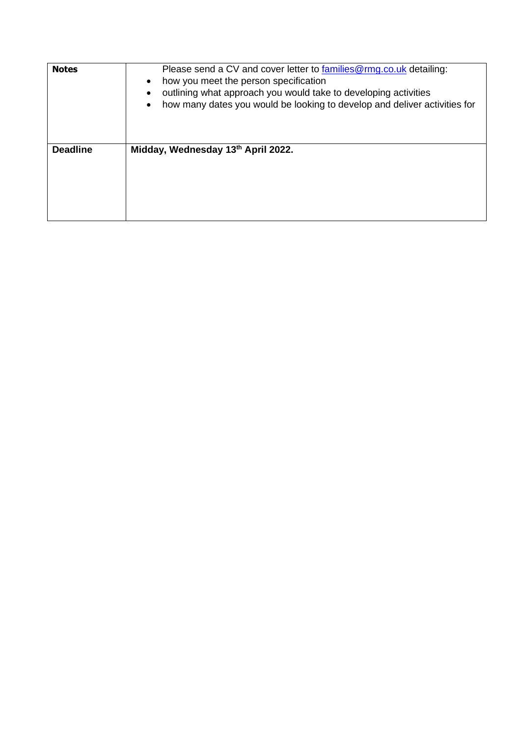| | |
|---|---|
| **Notes** | Please send a CV and cover letter to families@rmg.co.uk detailing:<br>• how you meet the person specification<br>• outlining what approach you would take to developing activities<br>• how many dates you would be looking to develop and deliver activities for |
| **Deadline** | **Midday, Wednesday 13th April 2022.** |